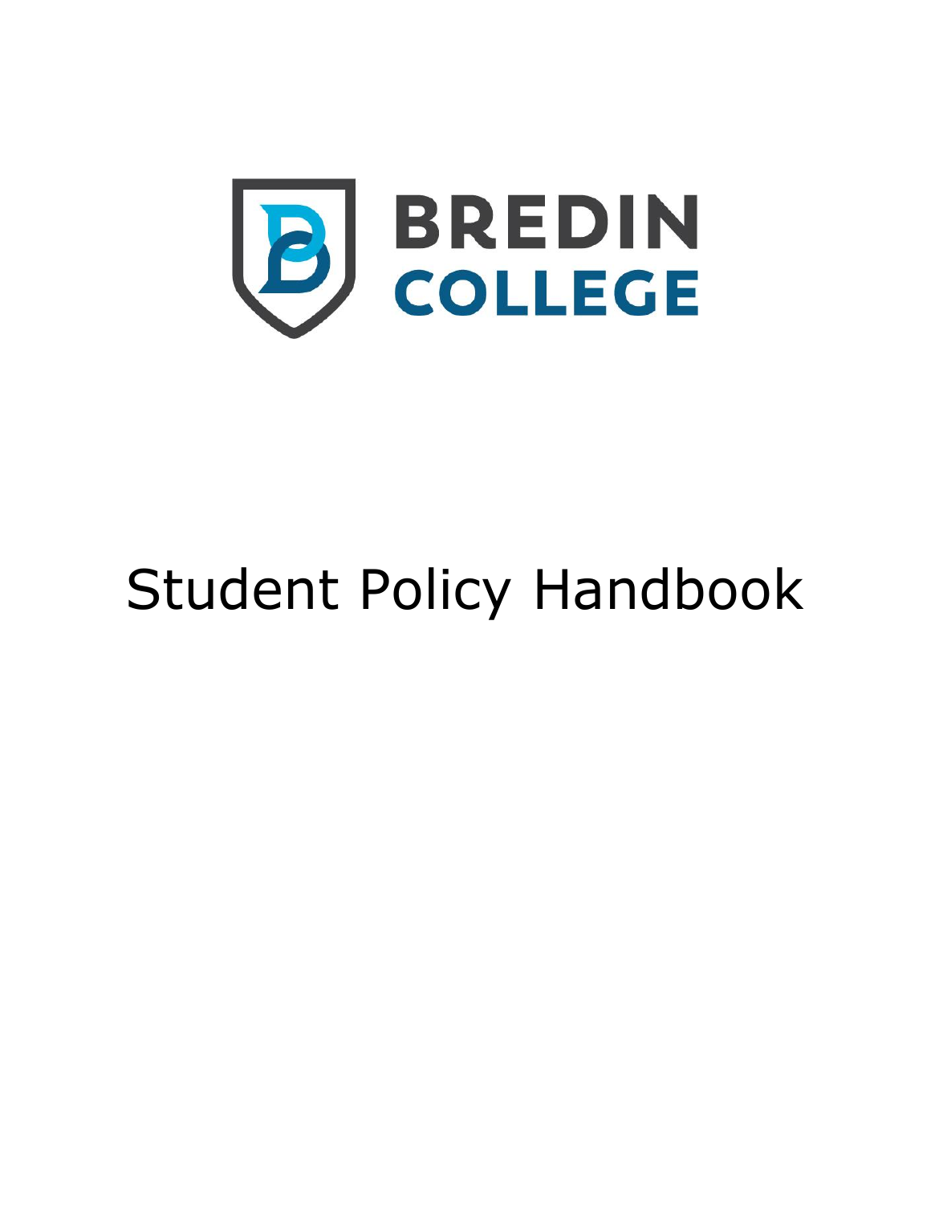BREDIN COLLEGE

# Student Policy Handbook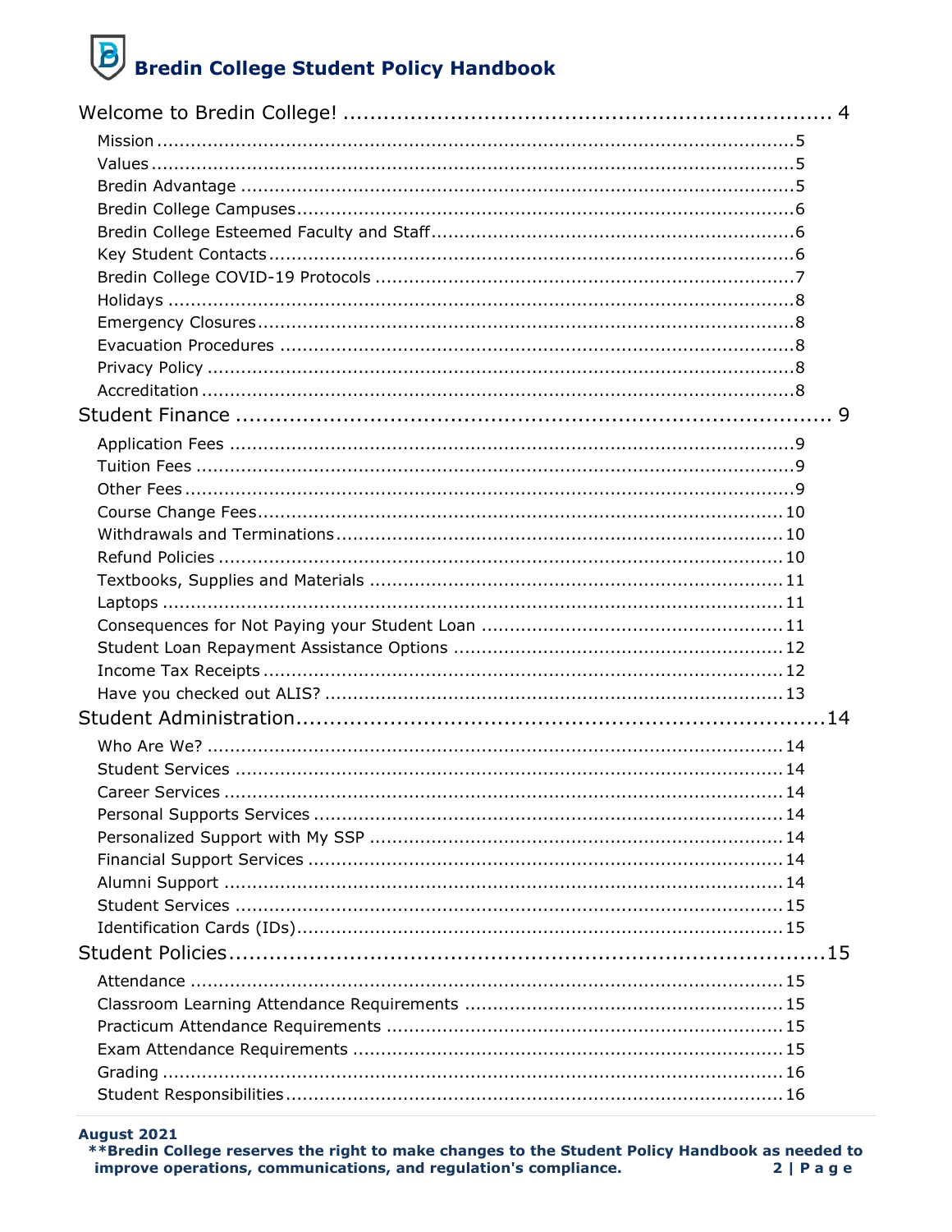Welcome to Bredin College! ........................................................................ 4

- Mission ........................................................................................................5
- Values ..........................................................................................................5
- Bredin Advantage .........................................................................................5
- Bredin College Campuses..............................................................................6
- Bredin College Esteemed Faculty and Staff.....................................................6
- Key Student Contacts....................................................................................6
- Bredin College COVID-19 Protocols ...............................................................7
- Holidays .......................................................................................................8
- Emergency Closures......................................................................................8
- Evacuation Procedures .................................................................................8
- Privacy Policy ...............................................................................................8
- Accreditation ................................................................................................8

Student Finance ........................................................................................ 9

- Application Fees ...........................................................................................9
- Tuition Fees .................................................................................................9
- Other Fees ...................................................................................................9
- Course Change Fees.....................................................................................10
- Withdrawals and Terminations.......................................................................10
- Refund Policies ............................................................................................10
- Textbooks, Supplies and Materials ................................................................11
- Laptops .......................................................................................................11
- Consequences for Not Paying your Student Loan ...........................................11
- Student Loan Repayment Assistance Options .................................................12
- Income Tax Receipts ....................................................................................12
- Have you checked out ALIS? .........................................................................13

Student Administration...............................................................................14

- Who Are We? ...............................................................................................14
- Student Services ..........................................................................................14
- Career Services ............................................................................................14
- Personal Supports Services ...........................................................................14
- Personalized Support with My SSP .................................................................14
- Financial Support Services ............................................................................14
- Alumni Support ............................................................................................14
- Student Services ..........................................................................................15
- Identification Cards (IDs)...............................................................................15

Student Policies.........................................................................................15

- Attendance ..................................................................................................15
- Classroom Learning Attendance Requirements ...............................................15
- Practicum Attendance Requirements .............................................................15
- Exam Attendance Requirements ...................................................................15
- Grading .......................................................................................................16
- Student Responsibilities................................................................................16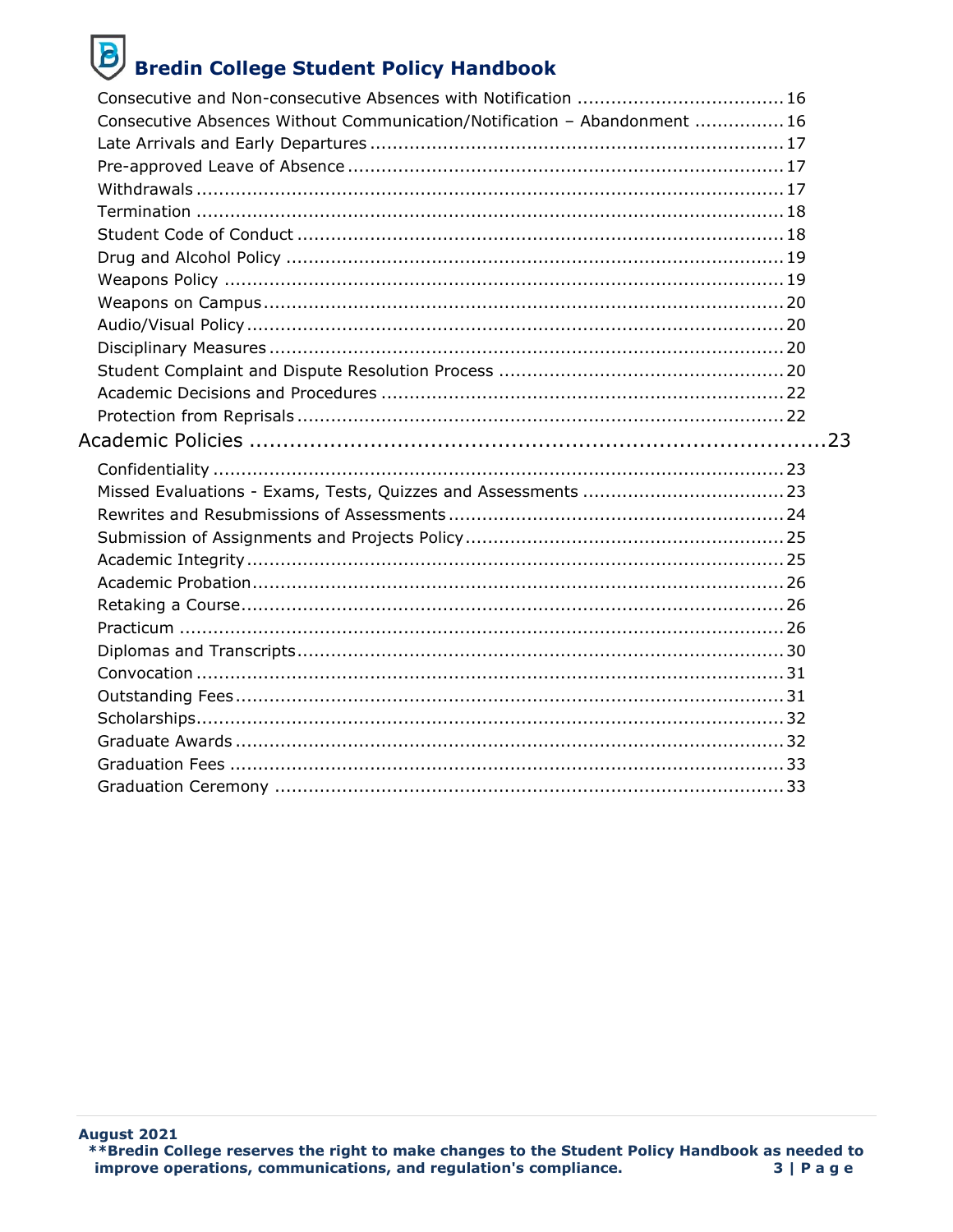Consecutive and Non-consecutive Absences with Notification ..................................... 16
Consecutive Absences Without Communication/Notification – Abandonment ................ 16
Late Arrivals and Early Departures ......................................................................... 17
Pre-approved Leave of Absence ............................................................................. 17
Withdrawals ......................................................................................................... 17
Termination ......................................................................................................... 18
Student Code of Conduct ....................................................................................... 18
Drug and Alcohol Policy ......................................................................................... 19
Weapons Policy .................................................................................................... 19
Weapons on Campus ............................................................................................ 20
Audio/Visual Policy ................................................................................................ 20
Disciplinary Measures ............................................................................................ 20
Student Complaint and Dispute Resolution Process .................................................. 20
Academic Decisions and Procedures ....................................................................... 22
Protection from Reprisals ....................................................................................... 22

Academic Policies ......................................................................................... 23

Confidentiality ...................................................................................................... 23
Missed Evaluations - Exams, Tests, Quizzes and Assessments .................................... 23
Rewrites and Resubmissions of Assessments ............................................................ 24
Submission of Assignments and Projects Policy ......................................................... 25
Academic Integrity ................................................................................................ 25
Academic Probation ............................................................................................... 26
Retaking a Course ................................................................................................. 26
Practicum ............................................................................................................ 26
Diplomas and Transcripts ....................................................................................... 30
Convocation ......................................................................................................... 31
Outstanding Fees .................................................................................................. 31
Scholarships ......................................................................................................... 32
Graduate Awards .................................................................................................. 32
Graduation Fees ................................................................................................... 33
Graduation Ceremony ........................................................................................... 33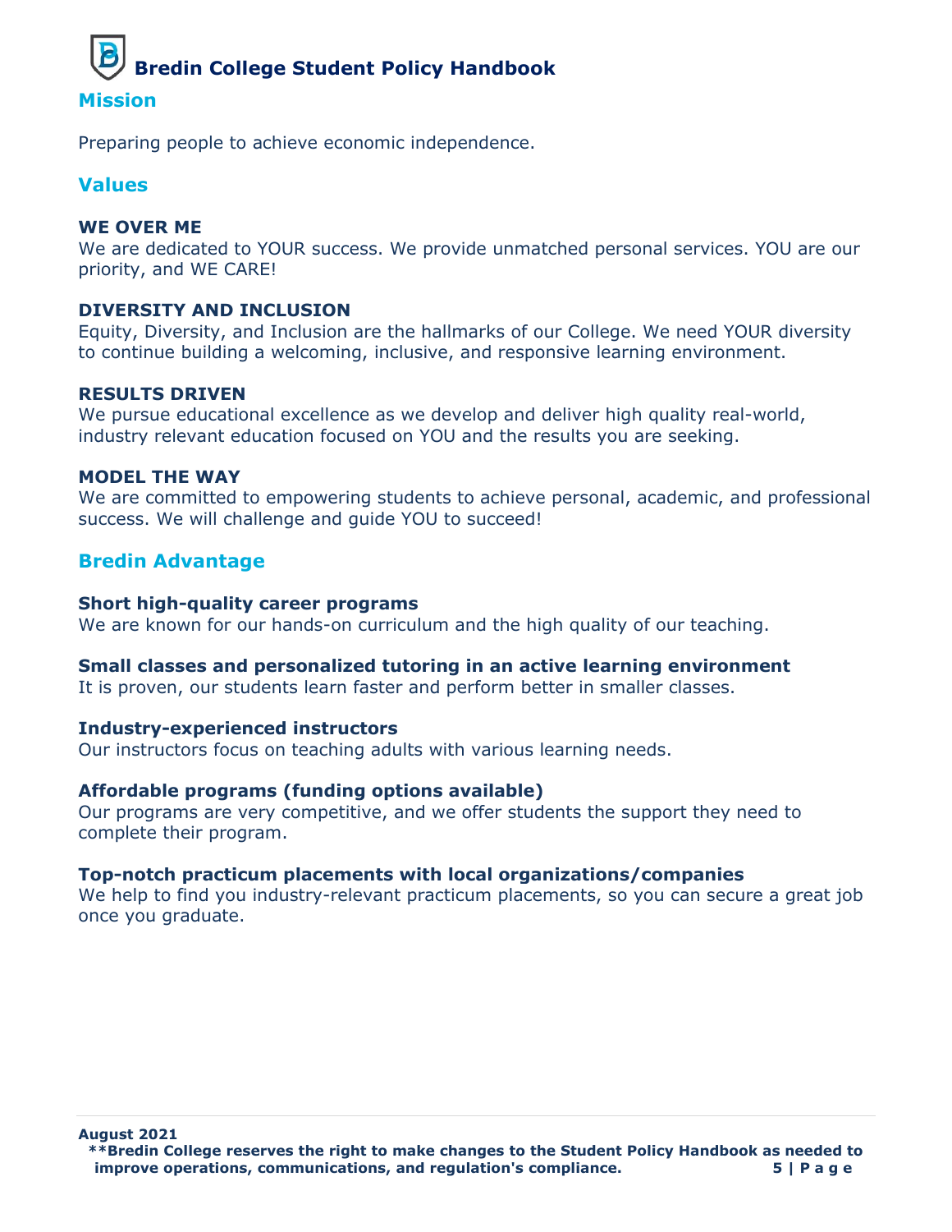## Mission

Preparing people to achieve economic independence.

## Values

**WE OVER ME**
We are dedicated to YOUR success. We provide unmatched personal services. YOU are our priority, and WE CARE!

**DIVERSITY AND INCLUSION**
Equity, Diversity, and Inclusion are the hallmarks of our College. We need YOUR diversity to continue building a welcoming, inclusive, and responsive learning environment.

**RESULTS DRIVEN**
We pursue educational excellence as we develop and deliver high quality real-world, industry relevant education focused on YOU and the results you are seeking.

**MODEL THE WAY**
We are committed to empowering students to achieve personal, academic, and professional success. We will challenge and guide YOU to succeed!

## Bredin Advantage

**Short high-quality career programs**
We are known for our hands-on curriculum and the high quality of our teaching.

**Small classes and personalized tutoring in an active learning environment**
It is proven, our students learn faster and perform better in smaller classes.

**Industry-experienced instructors**
Our instructors focus on teaching adults with various learning needs.

**Affordable programs (funding options available)**
Our programs are very competitive, and we offer students the support they need to complete their program.

**Top-notch practicum placements with local organizations/companies**
We help to find you industry-relevant practicum placements, so you can secure a great job once you graduate.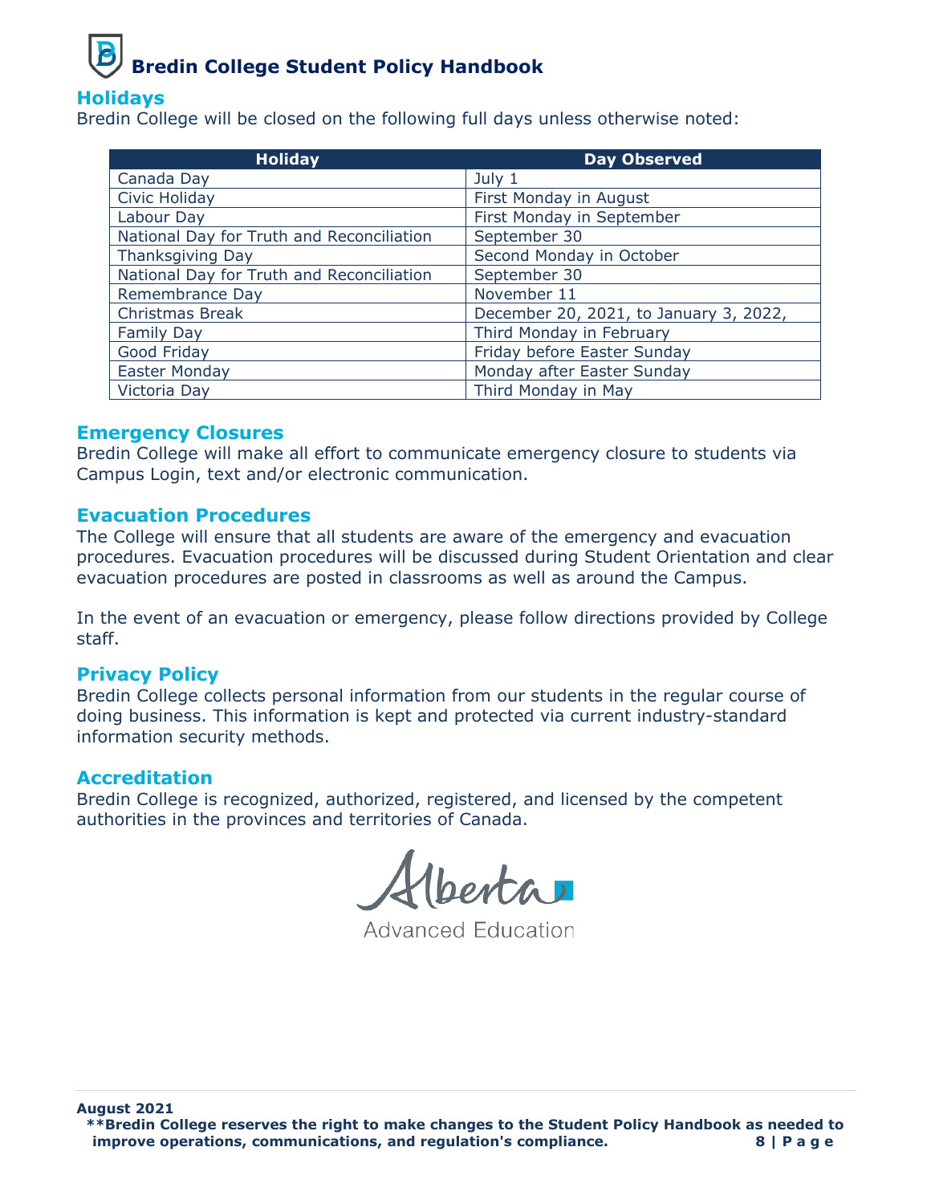## Holidays

Bredin College will be closed on the following full days unless otherwise noted:

| Holiday | Day Observed |
|---|---|
| Canada Day | July 1 |
| Civic Holiday | First Monday in August |
| Labour Day | First Monday in September |
| National Day for Truth and Reconciliation | September 30 |
| Thanksgiving Day | Second Monday in October |
| National Day for Truth and Reconciliation | September 30 |
| Remembrance Day | November 11 |
| Christmas Break | December 20, 2021, to January 3, 2022, |
| Family Day | Third Monday in February |
| Good Friday | Friday before Easter Sunday |
| Easter Monday | Monday after Easter Sunday |
| Victoria Day | Third Monday in May |

## Emergency Closures

Bredin College will make all effort to communicate emergency closure to students via Campus Login, text and/or electronic communication.

## Evacuation Procedures

The College will ensure that all students are aware of the emergency and evacuation procedures. Evacuation procedures will be discussed during Student Orientation and clear evacuation procedures are posted in classrooms as well as around the Campus.

In the event of an evacuation or emergency, please follow directions provided by College staff.

## Privacy Policy

Bredin College collects personal information from our students in the regular course of doing business. This information is kept and protected via current industry-standard information security methods.

## Accreditation

Bredin College is recognized, authorized, registered, and licensed by the competent authorities in the provinces and territories of Canada.

Alberta
Advanced Education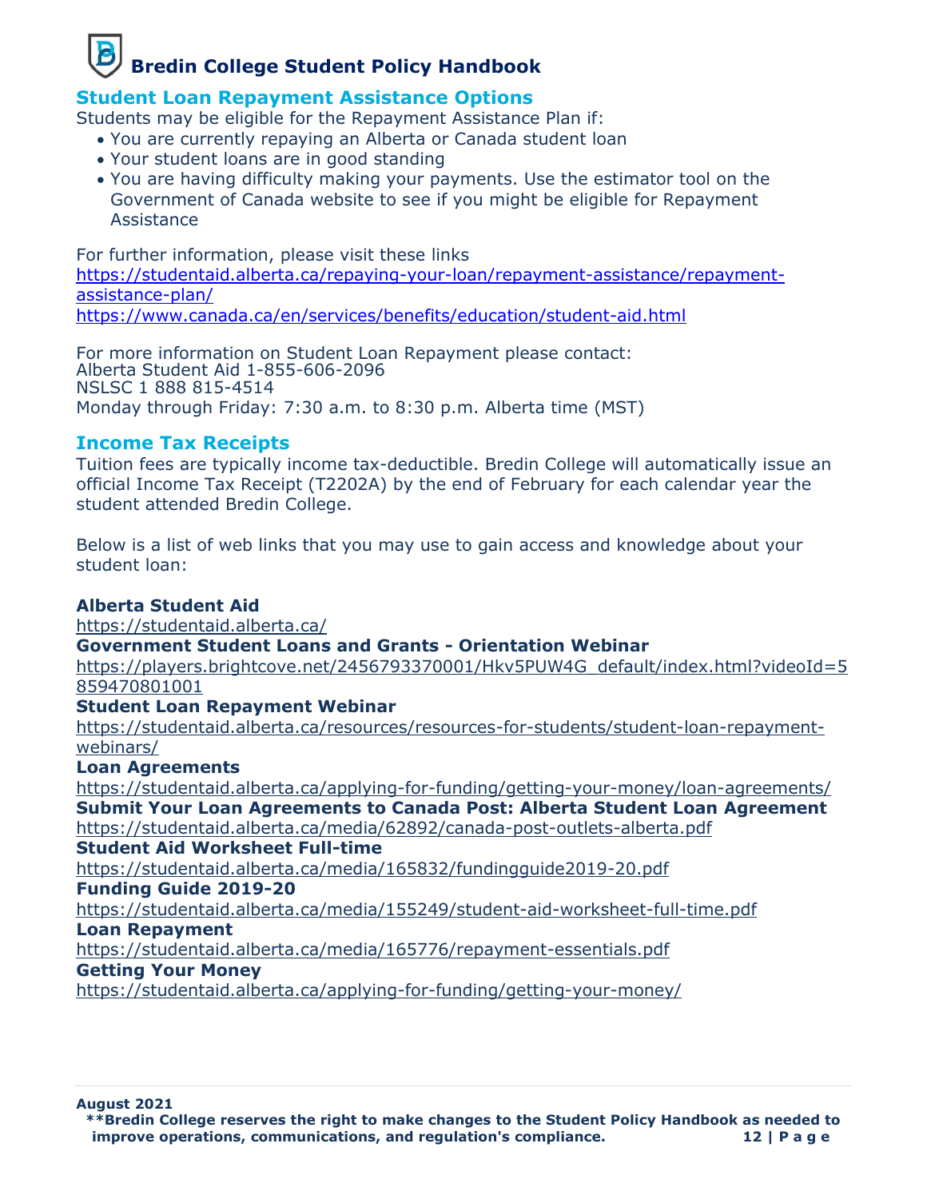## Student Loan Repayment Assistance Options

Students may be eligible for the Repayment Assistance Plan if:

- You are currently repaying an Alberta or Canada student loan
- Your student loans are in good standing
- You are having difficulty making your payments. Use the estimator tool on the Government of Canada website to see if you might be eligible for Repayment Assistance

For further information, please visit these links
https://studentaid.alberta.ca/repaying-your-loan/repayment-assistance/repayment-assistance-plan/
https://www.canada.ca/en/services/benefits/education/student-aid.html

For more information on Student Loan Repayment please contact:
Alberta Student Aid 1-855-606-2096
NSLSC 1 888 815-4514
Monday through Friday: 7:30 a.m. to 8:30 p.m. Alberta time (MST)

## Income Tax Receipts

Tuition fees are typically income tax-deductible. Bredin College will automatically issue an official Income Tax Receipt (T2202A) by the end of February for each calendar year the student attended Bredin College.

Below is a list of web links that you may use to gain access and knowledge about your student loan:

**Alberta Student Aid**
https://studentaid.alberta.ca/
**Government Student Loans and Grants - Orientation Webinar**
https://players.brightcove.net/2456793370001/Hkv5PUW4G_default/index.html?videoId=5859470801001
**Student Loan Repayment Webinar**
https://studentaid.alberta.ca/resources/resources-for-students/student-loan-repayment-webinars/
**Loan Agreements**
https://studentaid.alberta.ca/applying-for-funding/getting-your-money/loan-agreements/
**Submit Your Loan Agreements to Canada Post: Alberta Student Loan Agreement**
https://studentaid.alberta.ca/media/62892/canada-post-outlets-alberta.pdf
**Student Aid Worksheet Full-time**
https://studentaid.alberta.ca/media/165832/fundingguide2019-20.pdf
**Funding Guide 2019-20**
https://studentaid.alberta.ca/media/155249/student-aid-worksheet-full-time.pdf
**Loan Repayment**
https://studentaid.alberta.ca/media/165776/repayment-essentials.pdf
**Getting Your Money**
https://studentaid.alberta.ca/applying-for-funding/getting-your-money/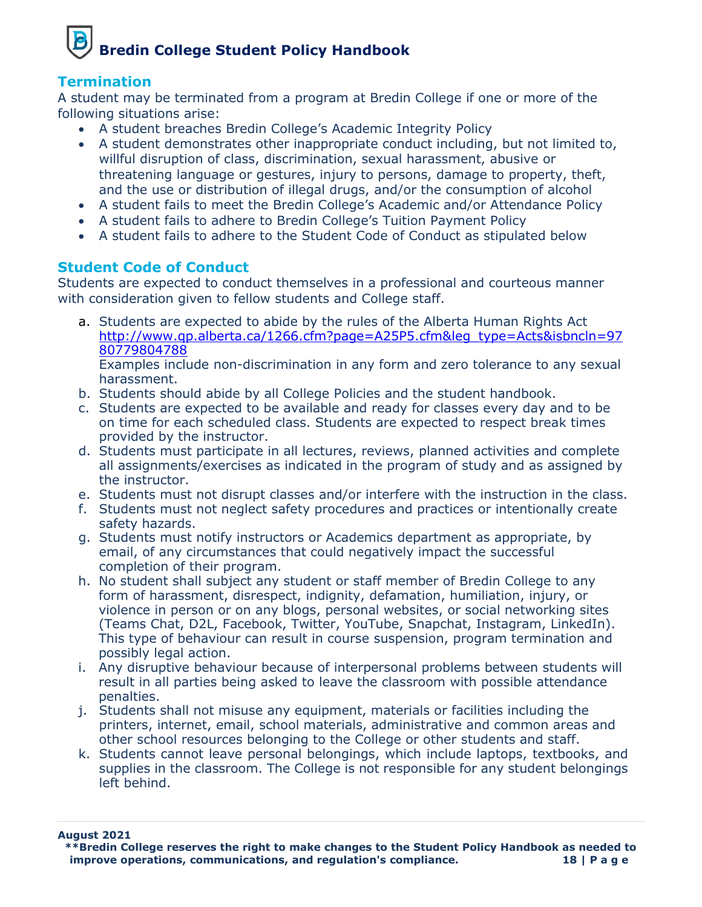## Termination

A student may be terminated from a program at Bredin College if one or more of the following situations arise:

- A student breaches Bredin College's Academic Integrity Policy
- A student demonstrates other inappropriate conduct including, but not limited to, willful disruption of class, discrimination, sexual harassment, abusive or threatening language or gestures, injury to persons, damage to property, theft, and the use or distribution of illegal drugs, and/or the consumption of alcohol
- A student fails to meet the Bredin College's Academic and/or Attendance Policy
- A student fails to adhere to Bredin College's Tuition Payment Policy
- A student fails to adhere to the Student Code of Conduct as stipulated below

## Student Code of Conduct

Students are expected to conduct themselves in a professional and courteous manner with consideration given to fellow students and College staff.

a. Students are expected to abide by the rules of the Alberta Human Rights Act [http://www.qp.alberta.ca/1266.cfm?page=A25P5.cfm&leg_type=Acts&isbncln=9780779804788](http://www.qp.alberta.ca/1266.cfm?page=A25P5.cfm&leg_type=Acts&isbncln=9780779804788)
   Examples include non-discrimination in any form and zero tolerance to any sexual harassment.
b. Students should abide by all College Policies and the student handbook.
c. Students are expected to be available and ready for classes every day and to be on time for each scheduled class. Students are expected to respect break times provided by the instructor.
d. Students must participate in all lectures, reviews, planned activities and complete all assignments/exercises as indicated in the program of study and as assigned by the instructor.
e. Students must not disrupt classes and/or interfere with the instruction in the class.
f. Students must not neglect safety procedures and practices or intentionally create safety hazards.
g. Students must notify instructors or Academics department as appropriate, by email, of any circumstances that could negatively impact the successful completion of their program.
h. No student shall subject any student or staff member of Bredin College to any form of harassment, disrespect, indignity, defamation, humiliation, injury, or violence in person or on any blogs, personal websites, or social networking sites (Teams Chat, D2L, Facebook, Twitter, YouTube, Snapchat, Instagram, LinkedIn). This type of behaviour can result in course suspension, program termination and possibly legal action.
i. Any disruptive behaviour because of interpersonal problems between students will result in all parties being asked to leave the classroom with possible attendance penalties.
j. Students shall not misuse any equipment, materials or facilities including the printers, internet, email, school materials, administrative and common areas and other school resources belonging to the College or other students and staff.
k. Students cannot leave personal belongings, which include laptops, textbooks, and supplies in the classroom. The College is not responsible for any student belongings left behind.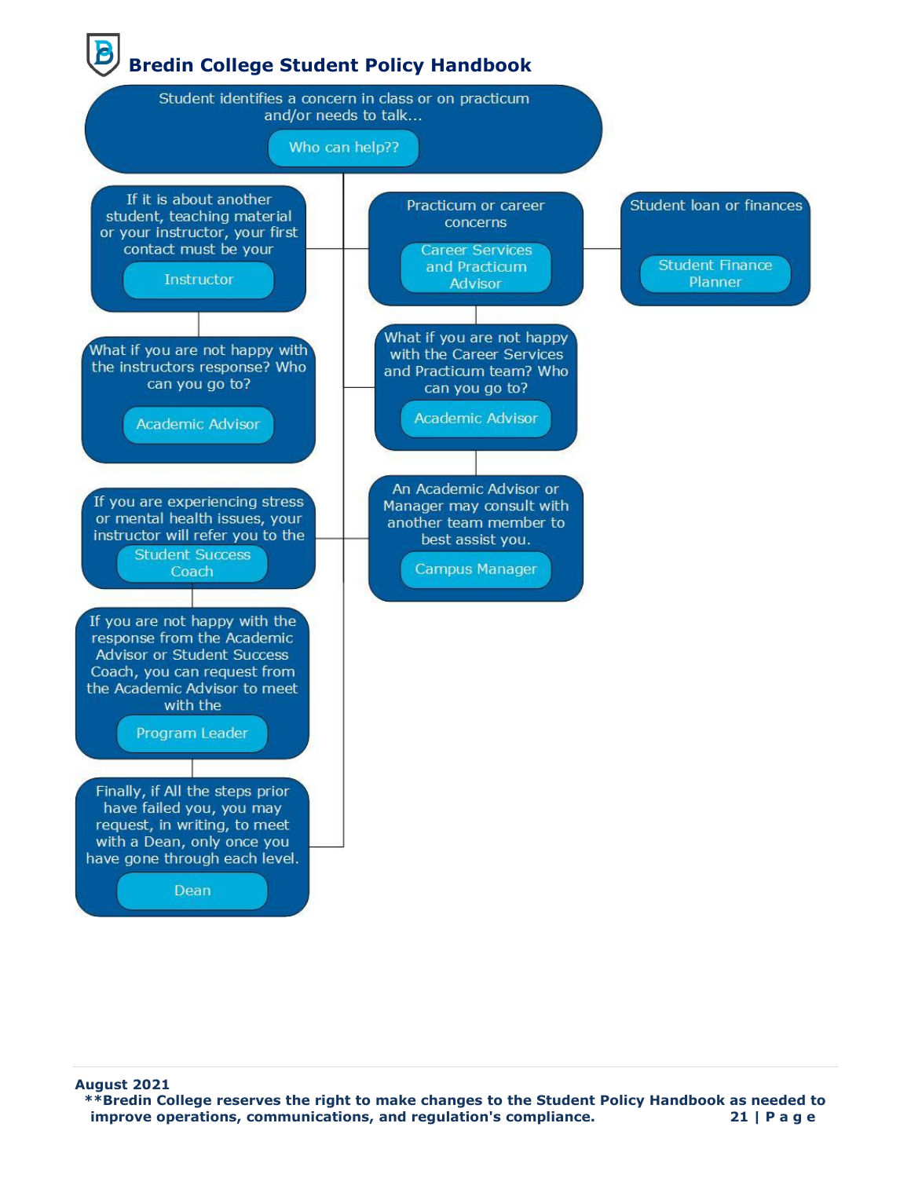Student identifies a concern in class or on practicum and/or needs to talk...

**Who can help??**

If it is about another student, teaching material or your instructor, your first contact must be your

**Instructor**

What if you are not happy with the instructors response? Who can you go to?

**Academic Advisor**

If you are experiencing stress or mental health issues, your instructor will refer you to the

**Student Success Coach**

If you are not happy with the response from the Academic Advisor or Student Success Coach, you can request from the Academic Advisor to meet with the

**Program Leader**

Finally, if All the steps prior have failed you, you may request, in writing, to meet with a Dean, only once you have gone through each level.

**Dean**

Practicum or career concerns

**Career Services and Practicum Advisor**

What if you are not happy with the Career Services and Practicum team? Who can you go to?

**Academic Advisor**

An Academic Advisor or Manager may consult with another team member to best assist you.

**Campus Manager**

Student loan or finances

**Student Finance Planner**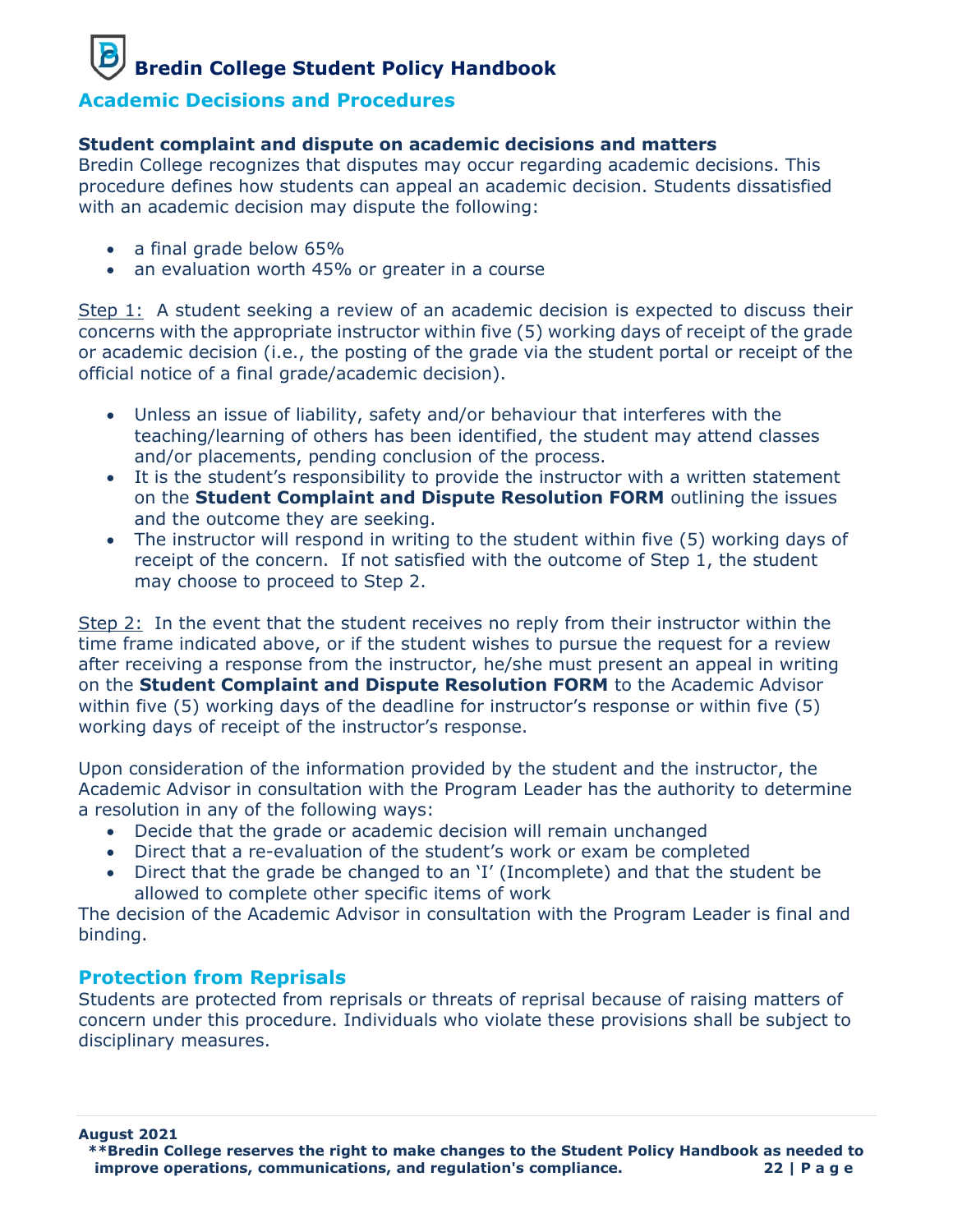## Academic Decisions and Procedures

**Student complaint and dispute on academic decisions and matters**
Bredin College recognizes that disputes may occur regarding academic decisions. This procedure defines how students can appeal an academic decision. Students dissatisfied with an academic decision may dispute the following:

- a final grade below 65%
- an evaluation worth 45% or greater in a course

Step 1: A student seeking a review of an academic decision is expected to discuss their concerns with the appropriate instructor within five (5) working days of receipt of the grade or academic decision (i.e., the posting of the grade via the student portal or receipt of the official notice of a final grade/academic decision).

- Unless an issue of liability, safety and/or behaviour that interferes with the teaching/learning of others has been identified, the student may attend classes and/or placements, pending conclusion of the process.
- It is the student's responsibility to provide the instructor with a written statement on the **Student Complaint and Dispute Resolution FORM** outlining the issues and the outcome they are seeking.
- The instructor will respond in writing to the student within five (5) working days of receipt of the concern. If not satisfied with the outcome of Step 1, the student may choose to proceed to Step 2.

Step 2: In the event that the student receives no reply from their instructor within the time frame indicated above, or if the student wishes to pursue the request for a review after receiving a response from the instructor, he/she must present an appeal in writing on the **Student Complaint and Dispute Resolution FORM** to the Academic Advisor within five (5) working days of the deadline for instructor's response or within five (5) working days of receipt of the instructor's response.

Upon consideration of the information provided by the student and the instructor, the Academic Advisor in consultation with the Program Leader has the authority to determine a resolution in any of the following ways:

- Decide that the grade or academic decision will remain unchanged
- Direct that a re-evaluation of the student's work or exam be completed
- Direct that the grade be changed to an 'I' (Incomplete) and that the student be allowed to complete other specific items of work

The decision of the Academic Advisor in consultation with the Program Leader is final and binding.

## Protection from Reprisals

Students are protected from reprisals or threats of reprisal because of raising matters of concern under this procedure. Individuals who violate these provisions shall be subject to disciplinary measures.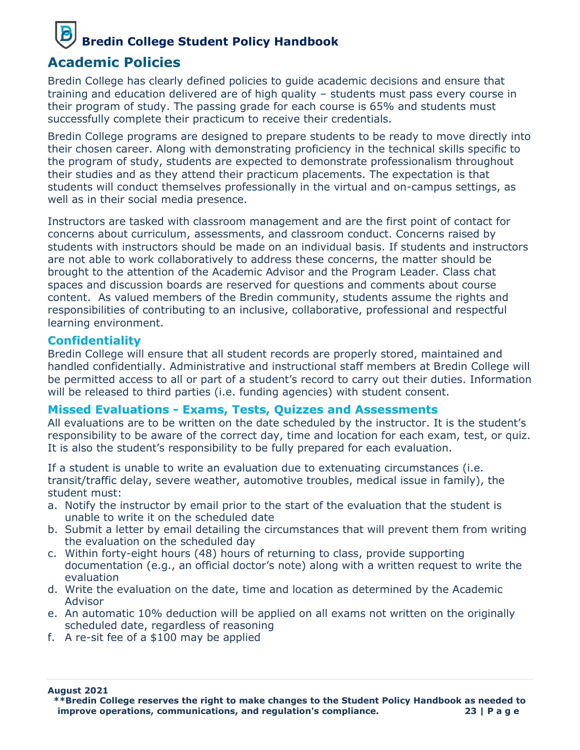## Academic Policies

Bredin College has clearly defined policies to guide academic decisions and ensure that training and education delivered are of high quality – students must pass every course in their program of study. The passing grade for each course is 65% and students must successfully complete their practicum to receive their credentials.

Bredin College programs are designed to prepare students to be ready to move directly into their chosen career. Along with demonstrating proficiency in the technical skills specific to the program of study, students are expected to demonstrate professionalism throughout their studies and as they attend their practicum placements. The expectation is that students will conduct themselves professionally in the virtual and on-campus settings, as well as in their social media presence.

Instructors are tasked with classroom management and are the first point of contact for concerns about curriculum, assessments, and classroom conduct. Concerns raised by students with instructors should be made on an individual basis. If students and instructors are not able to work collaboratively to address these concerns, the matter should be brought to the attention of the Academic Advisor and the Program Leader. Class chat spaces and discussion boards are reserved for questions and comments about course content. As valued members of the Bredin community, students assume the rights and responsibilities of contributing to an inclusive, collaborative, professional and respectful learning environment.

### Confidentiality

Bredin College will ensure that all student records are properly stored, maintained and handled confidentially. Administrative and instructional staff members at Bredin College will be permitted access to all or part of a student's record to carry out their duties. Information will be released to third parties (i.e. funding agencies) with student consent.

### Missed Evaluations - Exams, Tests, Quizzes and Assessments

All evaluations are to be written on the date scheduled by the instructor. It is the student's responsibility to be aware of the correct day, time and location for each exam, test, or quiz. It is also the student's responsibility to be fully prepared for each evaluation.

If a student is unable to write an evaluation due to extenuating circumstances (i.e. transit/traffic delay, severe weather, automotive troubles, medical issue in family), the student must:

a. Notify the instructor by email prior to the start of the evaluation that the student is unable to write it on the scheduled date
b. Submit a letter by email detailing the circumstances that will prevent them from writing the evaluation on the scheduled day
c. Within forty-eight hours (48) hours of returning to class, provide supporting documentation (e.g., an official doctor's note) along with a written request to write the evaluation
d. Write the evaluation on the date, time and location as determined by the Academic Advisor
e. An automatic 10% deduction will be applied on all exams not written on the originally scheduled date, regardless of reasoning
f. A re-sit fee of a $100 may be applied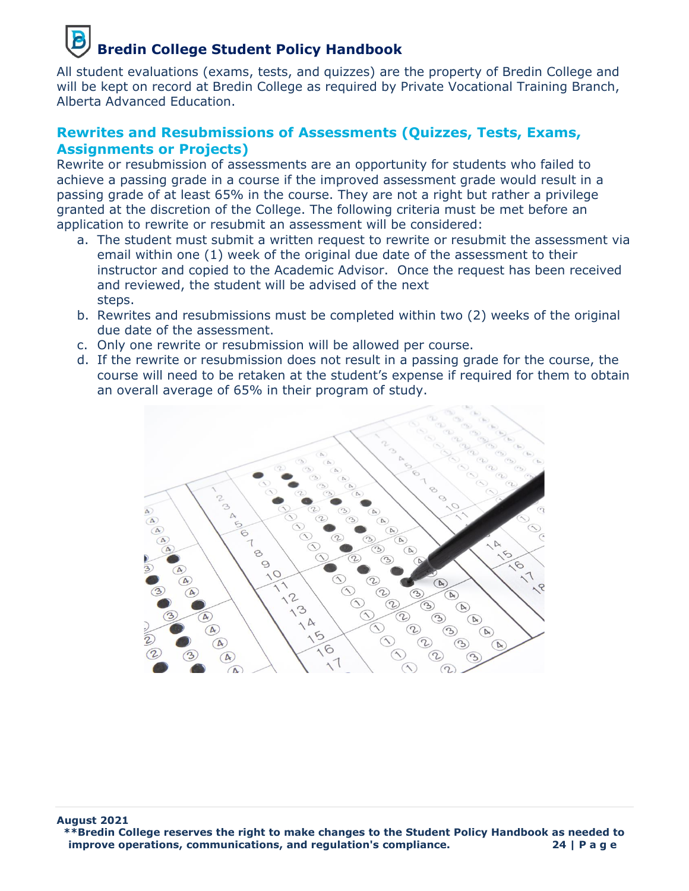All student evaluations (exams, tests, and quizzes) are the property of Bredin College and will be kept on record at Bredin College as required by Private Vocational Training Branch, Alberta Advanced Education.

## Rewrites and Resubmissions of Assessments (Quizzes, Tests, Exams, Assignments or Projects)

Rewrite or resubmission of assessments are an opportunity for students who failed to achieve a passing grade in a course if the improved assessment grade would result in a passing grade of at least 65% in the course. They are not a right but rather a privilege granted at the discretion of the College. The following criteria must be met before an application to rewrite or resubmit an assessment will be considered:

a. The student must submit a written request to rewrite or resubmit the assessment via email within one (1) week of the original due date of the assessment to their instructor and copied to the Academic Advisor. Once the request has been received and reviewed, the student will be advised of the next steps.
b. Rewrites and resubmissions must be completed within two (2) weeks of the original due date of the assessment.
c. Only one rewrite or resubmission will be allowed per course.
d. If the rewrite or resubmission does not result in a passing grade for the course, the course will need to be retaken at the student's expense if required for them to obtain an overall average of 65% in their program of study.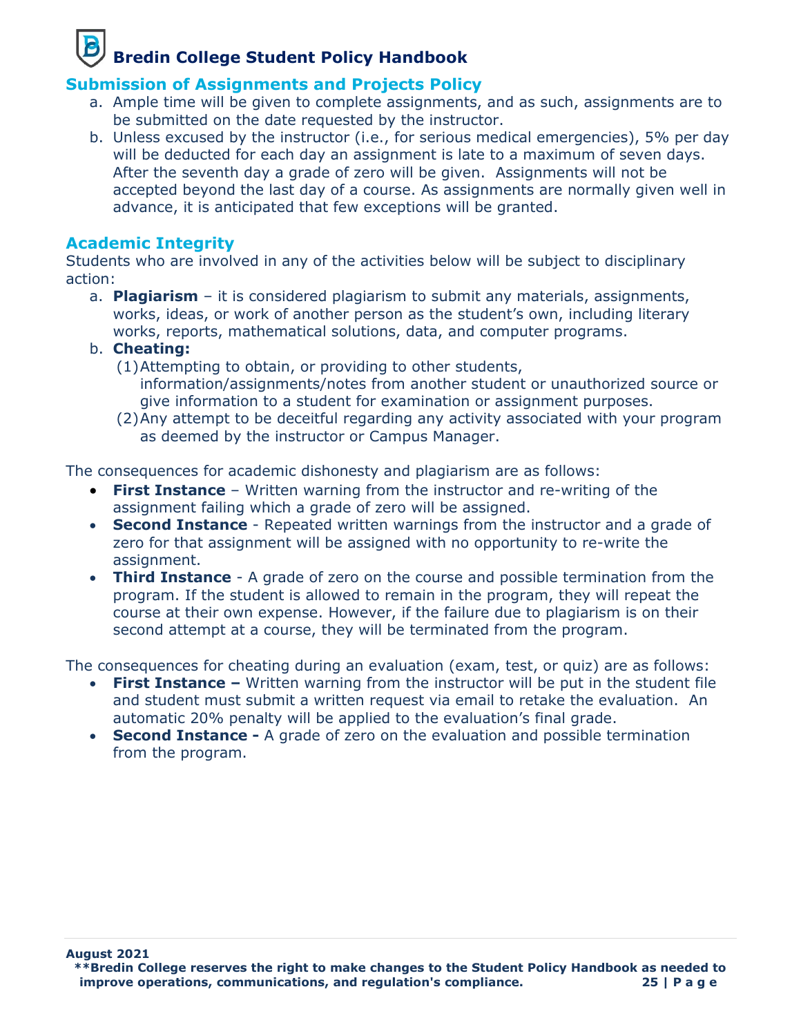## Submission of Assignments and Projects Policy

a. Ample time will be given to complete assignments, and as such, assignments are to be submitted on the date requested by the instructor.
b. Unless excused by the instructor (i.e., for serious medical emergencies), 5% per day will be deducted for each day an assignment is late to a maximum of seven days. After the seventh day a grade of zero will be given. Assignments will not be accepted beyond the last day of a course. As assignments are normally given well in advance, it is anticipated that few exceptions will be granted.

## Academic Integrity

Students who are involved in any of the activities below will be subject to disciplinary action:

a. **Plagiarism** – it is considered plagiarism to submit any materials, assignments, works, ideas, or work of another person as the student's own, including literary works, reports, mathematical solutions, data, and computer programs.
b. **Cheating:**
   (1) Attempting to obtain, or providing to other students, information/assignments/notes from another student or unauthorized source or give information to a student for examination or assignment purposes.
   (2) Any attempt to be deceitful regarding any activity associated with your program as deemed by the instructor or Campus Manager.

The consequences for academic dishonesty and plagiarism are as follows:

- **First Instance** – Written warning from the instructor and re-writing of the assignment failing which a grade of zero will be assigned.
- **Second Instance** - Repeated written warnings from the instructor and a grade of zero for that assignment will be assigned with no opportunity to re-write the assignment.
- **Third Instance** - A grade of zero on the course and possible termination from the program. If the student is allowed to remain in the program, they will repeat the course at their own expense. However, if the failure due to plagiarism is on their second attempt at a course, they will be terminated from the program.

The consequences for cheating during an evaluation (exam, test, or quiz) are as follows:

- **First Instance –** Written warning from the instructor will be put in the student file and student must submit a written request via email to retake the evaluation. An automatic 20% penalty will be applied to the evaluation's final grade.
- **Second Instance -** A grade of zero on the evaluation and possible termination from the program.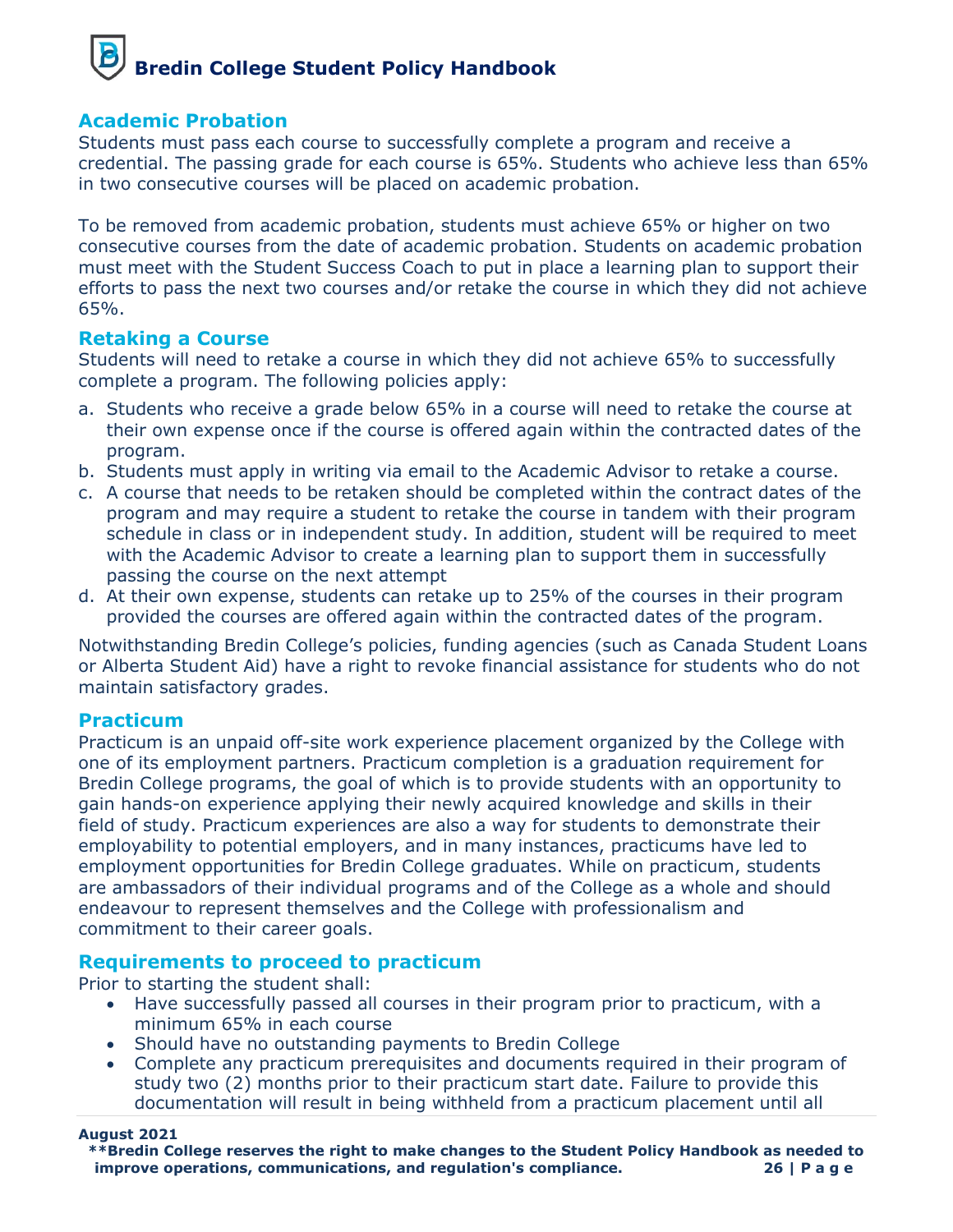## Academic Probation

Students must pass each course to successfully complete a program and receive a credential. The passing grade for each course is 65%. Students who achieve less than 65% in two consecutive courses will be placed on academic probation.

To be removed from academic probation, students must achieve 65% or higher on two consecutive courses from the date of academic probation. Students on academic probation must meet with the Student Success Coach to put in place a learning plan to support their efforts to pass the next two courses and/or retake the course in which they did not achieve 65%.

## Retaking a Course

Students will need to retake a course in which they did not achieve 65% to successfully complete a program. The following policies apply:

a. Students who receive a grade below 65% in a course will need to retake the course at their own expense once if the course is offered again within the contracted dates of the program.
b. Students must apply in writing via email to the Academic Advisor to retake a course.
c. A course that needs to be retaken should be completed within the contract dates of the program and may require a student to retake the course in tandem with their program schedule in class or in independent study. In addition, student will be required to meet with the Academic Advisor to create a learning plan to support them in successfully passing the course on the next attempt
d. At their own expense, students can retake up to 25% of the courses in their program provided the courses are offered again within the contracted dates of the program.

Notwithstanding Bredin College's policies, funding agencies (such as Canada Student Loans or Alberta Student Aid) have a right to revoke financial assistance for students who do not maintain satisfactory grades.

## Practicum

Practicum is an unpaid off-site work experience placement organized by the College with one of its employment partners. Practicum completion is a graduation requirement for Bredin College programs, the goal of which is to provide students with an opportunity to gain hands-on experience applying their newly acquired knowledge and skills in their field of study. Practicum experiences are also a way for students to demonstrate their employability to potential employers, and in many instances, practicums have led to employment opportunities for Bredin College graduates. While on practicum, students are ambassadors of their individual programs and of the College as a whole and should endeavour to represent themselves and the College with professionalism and commitment to their career goals.

## Requirements to proceed to practicum

Prior to starting the student shall:

- Have successfully passed all courses in their program prior to practicum, with a minimum 65% in each course
- Should have no outstanding payments to Bredin College
- Complete any practicum prerequisites and documents required in their program of study two (2) months prior to their practicum start date. Failure to provide this documentation will result in being withheld from a practicum placement until all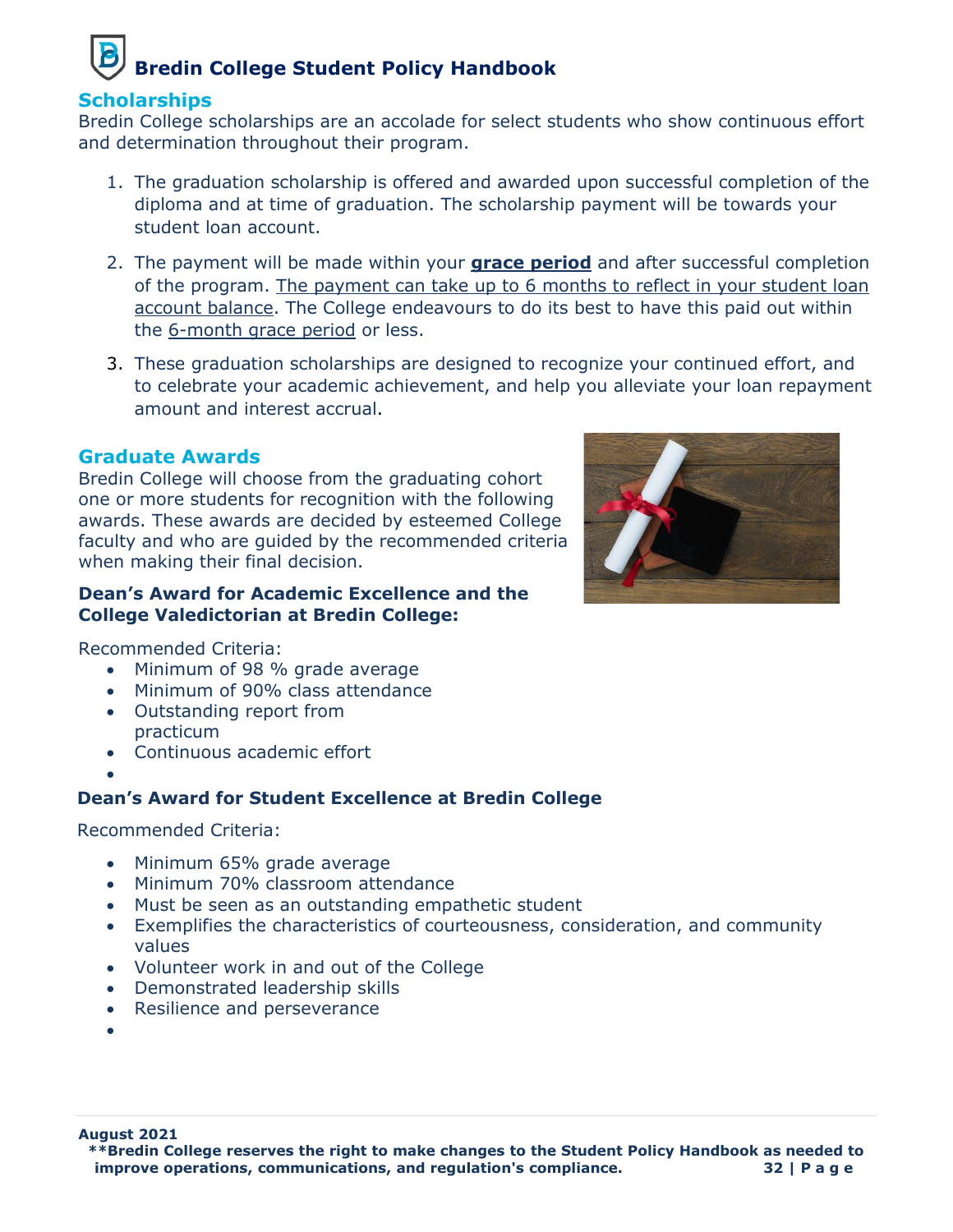## Scholarships

Bredin College scholarships are an accolade for select students who show continuous effort and determination throughout their program.

1. The graduation scholarship is offered and awarded upon successful completion of the diploma and at time of graduation. The scholarship payment will be towards your student loan account.

2. The payment will be made within your **grace period** and after successful completion of the program. The payment can take up to 6 months to reflect in your student loan account balance. The College endeavours to do its best to have this paid out within the 6-month grace period or less.

3. These graduation scholarships are designed to recognize your continued effort, and to celebrate your academic achievement, and help you alleviate your loan repayment amount and interest accrual.

## Graduate Awards

Bredin College will choose from the graduating cohort one or more students for recognition with the following awards. These awards are decided by esteemed College faculty and who are guided by the recommended criteria when making their final decision.

### Dean's Award for Academic Excellence and the College Valedictorian at Bredin College:

Recommended Criteria:

- Minimum of 98 % grade average
- Minimum of 90% class attendance
- Outstanding report from practicum
- Continuous academic effort

### Dean's Award for Student Excellence at Bredin College

Recommended Criteria:

- Minimum 65% grade average
- Minimum 70% classroom attendance
- Must be seen as an outstanding empathetic student
- Exemplifies the characteristics of courteousness, consideration, and community values
- Volunteer work in and out of the College
- Demonstrated leadership skills
- Resilience and perseverance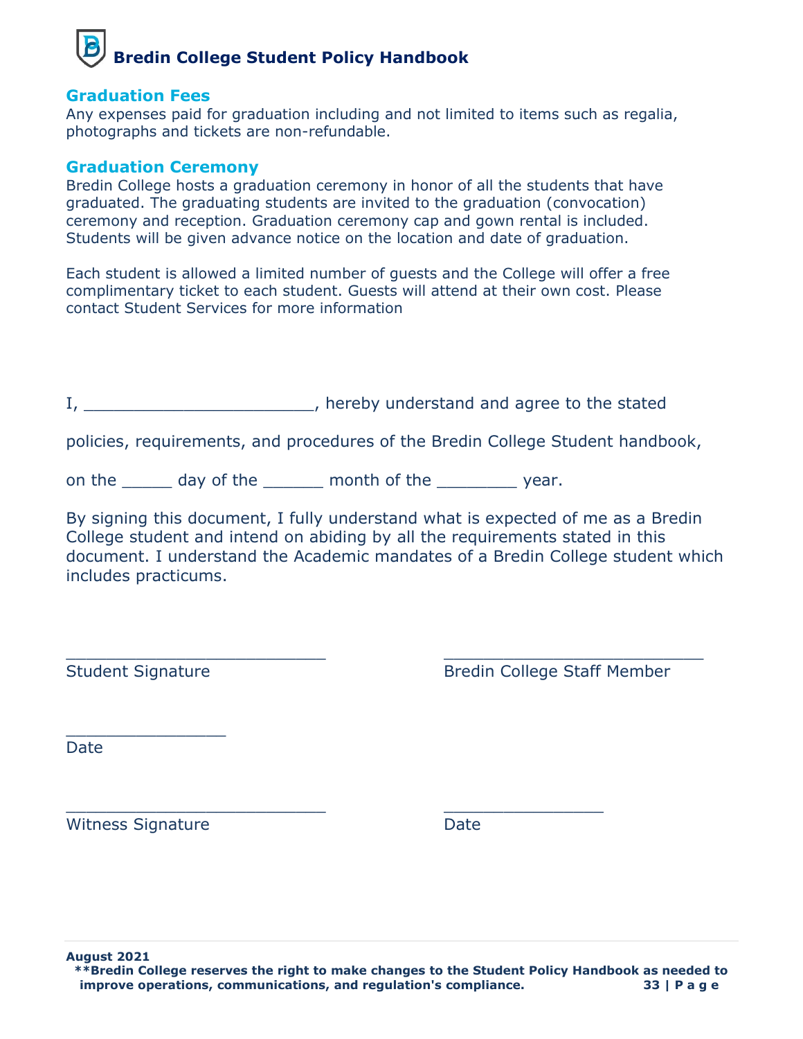## Graduation Fees

Any expenses paid for graduation including and not limited to items such as regalia, photographs and tickets are non-refundable.

## Graduation Ceremony

Bredin College hosts a graduation ceremony in honor of all the students that have graduated. The graduating students are invited to the graduation (convocation) ceremony and reception. Graduation ceremony cap and gown rental is included. Students will be given advance notice on the location and date of graduation.

Each student is allowed a limited number of guests and the College will offer a free complimentary ticket to each student. Guests will attend at their own cost. Please contact Student Services for more information

I, _______________________, hereby understand and agree to the stated

policies, requirements, and procedures of the Bredin College Student handbook,

on the _____ day of the ______ month of the ________ year.

By signing this document, I fully understand what is expected of me as a Bredin College student and intend on abiding by all the requirements stated in this document. I understand the Academic mandates of a Bredin College student which includes practicums.

___________________________
Student Signature

___________________________
Bredin College Staff Member

________________
Date

___________________________
Witness Signature

________________
Date

**August 2021**
**\*\*Bredin College reserves the right to make changes to the Student Policy Handbook as needed to improve operations, communications, and regulation's compliance.**